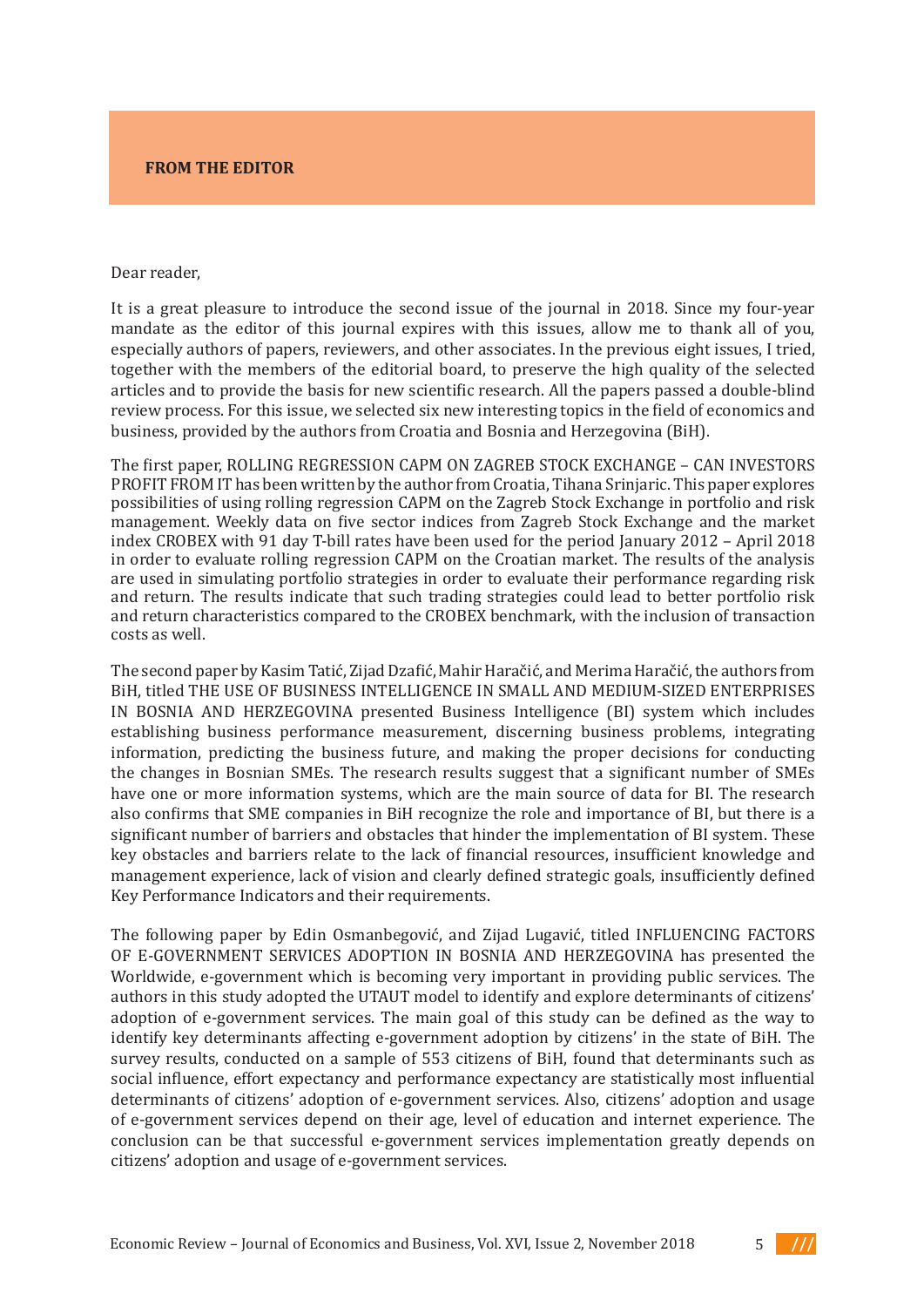## FROM THE EDITOR

Dear reader,

It is a great pleasure to introduce the second issue of the journal in 2018. Since my four-year mandate as the editor of this journal expires with this issues, allow me to thank all of you, especially authors of papers, reviewers, and other associates. In the previous eight issues, I tried, together with the members of the editorial board, to preserve the high quality of the selected articles and to provide the basis for new scientific research. All the papers passed a double-blind review process. For this issue, we selected six new interesting topics in the field of economics and business, provided by the authors from Croatia and Bosnia and Herzegovina (BiH).

The first paper, ROLLING REGRESSION CAPM ON ZAGREB STOCK EXCHANGE – CAN INVESTORS PROFIT FROM IT has been written by the author from Croatia, Tihana Srinjaric. This paper explores possibilities of using rolling regression CAPM on the Zagreb Stock Exchange in portfolio and risk management. Weekly data on five sector indices from Zagreb Stock Exchange and the market index CROBEX with 91 day T-bill rates have been used for the period January 2012 – April 2018 in order to evaluate rolling regression CAPM on the Croatian market. The results of the analysis are used in simulating portfolio strategies in order to evaluate their performance regarding risk and return. The results indicate that such trading strategies could lead to better portfolio risk and return characteristics compared to the CROBEX benchmark, with the inclusion of transaction costs as well.

The second paper by Kasim Tatić, Zijad Dzafić, Mahir Haračić, and Merima Haračić, the authors from BiH, titled THE USE OF BUSINESS INTELLIGENCE IN SMALL AND MEDIUM-SIZED ENTERPRISES IN BOSNIA AND HERZEGOVINA presented Business Intelligence (BI) system which includes establishing business performance measurement, discerning business problems, integrating information, predicting the business future, and making the proper decisions for conducting the changes in Bosnian SMEs. The research results suggest that a significant number of SMEs have one or more information systems, which are the main source of data for BI. The research also confirms that SME companies in BiH recognize the role and importance of BI, but there is a significant number of barriers and obstacles that hinder the implementation of BI system. These key obstacles and barriers relate to the lack of financial resources, insufficient knowledge and management experience, lack of vision and clearly defined strategic goals, insufficiently defined Key Performance Indicators and their requirements.

The following paper by Edin Osmanbegović, and Zijad Lugavić, titled INFLUENCING FACTORS OF E-GOVERNMENT SERVICES ADOPTION IN BOSNIA AND HERZEGOVINA has presented the Worldwide, e-government which is becoming very important in providing public services. The authors in this study adopted the UTAUT model to identify and explore determinants of citizens' adoption of e-government services. The main goal of this study can be defined as the way to identify key determinants affecting e-government adoption by citizens' in the state of BiH. The survey results, conducted on a sample of 553 citizens of BiH, found that determinants such as social influence, effort expectancy and performance expectancy are statistically most influential determinants of citizens' adoption of e-government services. Also, citizens' adoption and usage of e-government services depend on their age, level of education and internet experience. The conclusion can be that successful e-government services implementation greatly depends on citizens' adoption and usage of e-government services.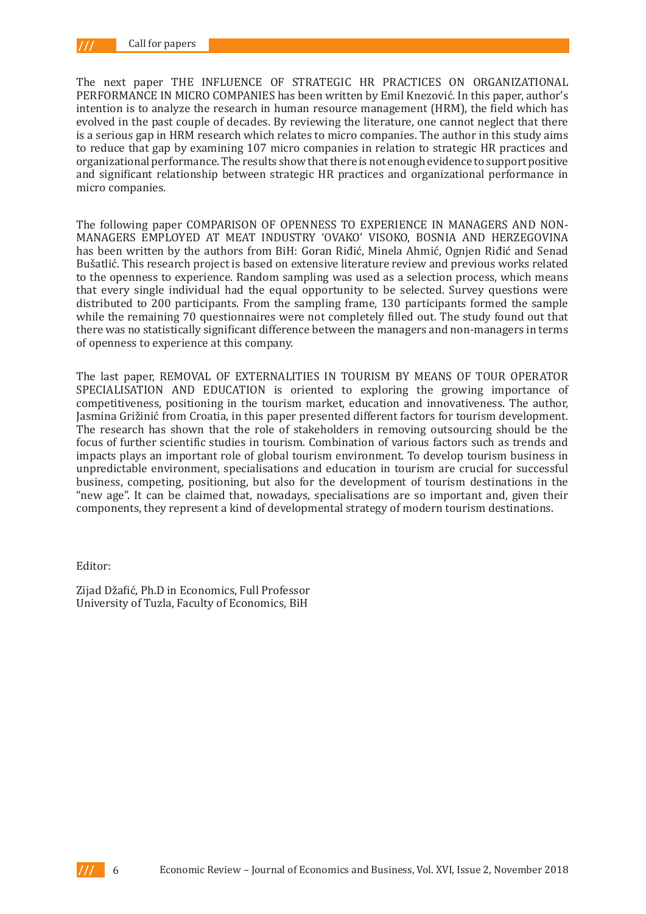The next paper THE INFLUENCE OF STRATEGIC HR PRACTICES ON ORGANIZATIONAL PERFORMANCE IN MICRO COMPANIES has been written by Emil Knezović. In this paper, author's intention is to analyze the research in human resource management (HRM), the field which has evolved in the past couple of decades. By reviewing the literature, one cannot neglect that there is a serious gap in HRM research which relates to micro companies. The author in this study aims to reduce that gap by examining 107 micro companies in relation to strategic HR practices and organizational performance. The results show that there is not enough evidence to support positive and significant relationship between strategic HR practices and organizational performance in micro companies.

The following paper COMPARISON OF OPENNESS TO EXPERIENCE IN MANAGERS AND NON-MANAGERS EMPLOYED AT MEAT INDUSTRY 'OVAKO' VISOKO, BOSNIA AND HERZEGOVINA has been written by the authors from BiH: Goran Riđić, Minela Ahmić, Ognjen Riđić and Senad Bušatlić. This research project is based on extensive literature review and previous works related to the openness to experience. Random sampling was used as a selection process, which means that every single individual had the equal opportunity to be selected. Survey questions were distributed to 200 participants. From the sampling frame, 130 participants formed the sample while the remaining 70 questionnaires were not completely filled out. The study found out that there was no statistically significant difference between the managers and non-managers in terms of openness to experience at this company.

The last paper, REMOVAL OF EXTERNALITIES IN TOURISM BY MEANS OF TOUR OPERATOR SPECIALISATION AND EDUCATION is oriented to exploring the growing importance of competitiveness, positioning in the tourism market, education and innovativeness. The author, Jasmina Grižinić from Croatia, in this paper presented different factors for tourism development. The research has shown that the role of stakeholders in removing outsourcing should be the focus of further scientific studies in tourism. Combination of various factors such as trends and impacts plays an important role of global tourism environment. To develop tourism business in unpredictable environment, specialisations and education in tourism are crucial for successful business, competing, positioning, but also for the development of tourism destinations in the "new age". It can be claimed that, nowadays, specialisations are so important and, given their components, they represent a kind of developmental strategy of modern tourism destinations.

Editor:

Zijad Džafić, Ph.D in Economics, Full Professor
University of Tuzla, Faculty of Economics, BiH